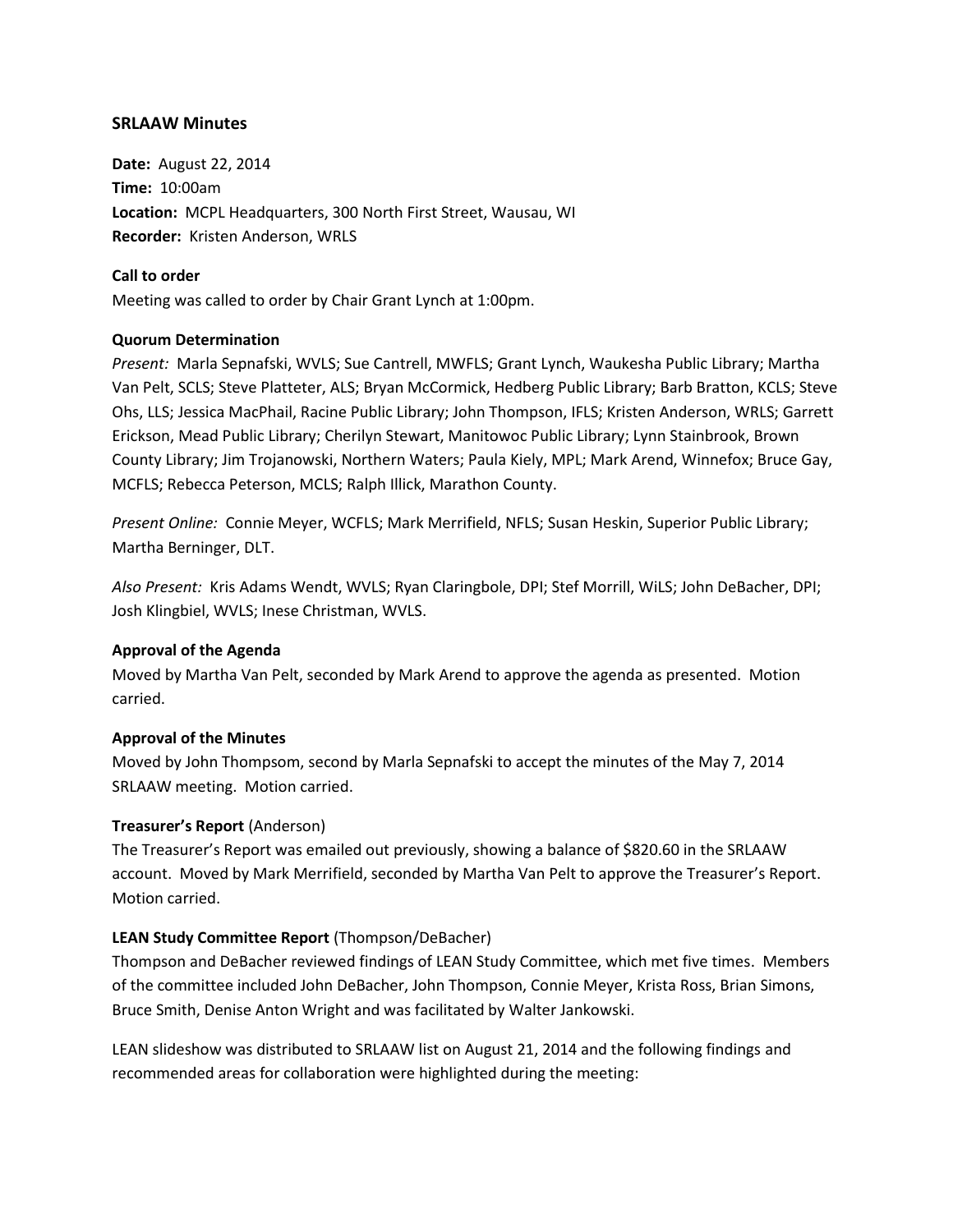## SRLAAW Minutes

**Date:** August 22, 2014
**Time:** 10:00am
**Location:** MCPL Headquarters, 300 North First Street, Wausau, WI
**Recorder:** Kristen Anderson, WRLS

**Call to order**

Meeting was called to order by Chair Grant Lynch at 1:00pm.

**Quorum Determination**

*Present:* Marla Sepnafski, WVLS; Sue Cantrell, MWFLS; Grant Lynch, Waukesha Public Library; Martha Van Pelt, SCLS; Steve Platteter, ALS; Bryan McCormick, Hedberg Public Library; Barb Bratton, KCLS; Steve Ohs, LLS; Jessica MacPhail, Racine Public Library; John Thompson, IFLS; Kristen Anderson, WRLS; Garrett Erickson, Mead Public Library; Cherilyn Stewart, Manitowoc Public Library; Lynn Stainbrook, Brown County Library; Jim Trojanowski, Northern Waters; Paula Kiely, MPL; Mark Arend, Winnefox; Bruce Gay, MCFLS; Rebecca Peterson, MCLS; Ralph Illick, Marathon County.

*Present Online:* Connie Meyer, WCFLS; Mark Merrifield, NFLS; Susan Heskin, Superior Public Library; Martha Berninger, DLT.

*Also Present:* Kris Adams Wendt, WVLS; Ryan Claringbole, DPI; Stef Morrill, WiLS; John DeBacher, DPI; Josh Klingbiel, WVLS; Inese Christman, WVLS.

**Approval of the Agenda**

Moved by Martha Van Pelt, seconded by Mark Arend to approve the agenda as presented. Motion carried.

**Approval of the Minutes**

Moved by John Thompsom, second by Marla Sepnafski to accept the minutes of the May 7, 2014 SRLAAW meeting. Motion carried.

**Treasurer's Report** (Anderson)

The Treasurer's Report was emailed out previously, showing a balance of $820.60 in the SRLAAW account. Moved by Mark Merrifield, seconded by Martha Van Pelt to approve the Treasurer's Report. Motion carried.

**LEAN Study Committee Report** (Thompson/DeBacher)

Thompson and DeBacher reviewed findings of LEAN Study Committee, which met five times. Members of the committee included John DeBacher, John Thompson, Connie Meyer, Krista Ross, Brian Simons, Bruce Smith, Denise Anton Wright and was facilitated by Walter Jankowski.

LEAN slideshow was distributed to SRLAAW list on August 21, 2014 and the following findings and recommended areas for collaboration were highlighted during the meeting: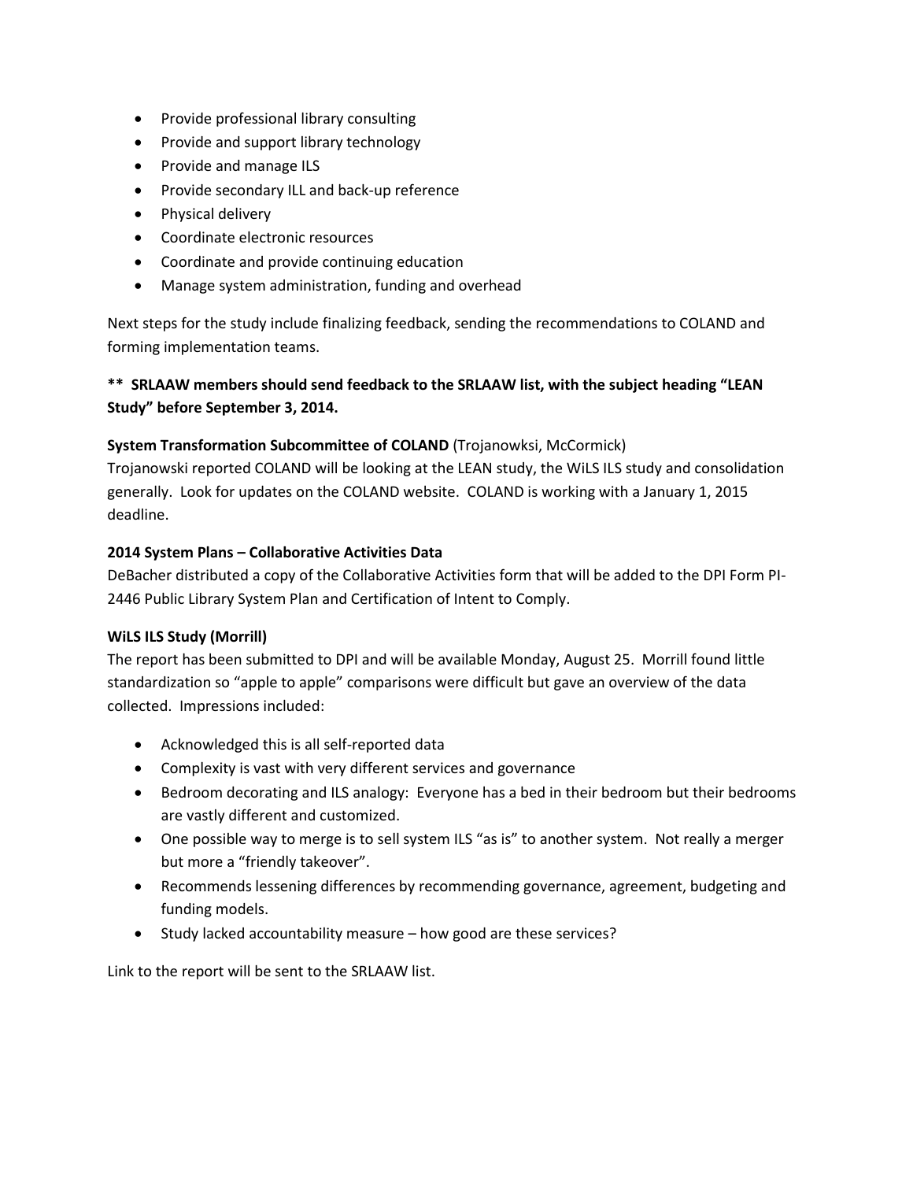- Provide professional library consulting
- Provide and support library technology
- Provide and manage ILS
- Provide secondary ILL and back-up reference
- Physical delivery
- Coordinate electronic resources
- Coordinate and provide continuing education
- Manage system administration, funding and overhead

Next steps for the study include finalizing feedback, sending the recommendations to COLAND and forming implementation teams.

**** SRLAAW members should send feedback to the SRLAAW list, with the subject heading “LEAN Study” before September 3, 2014.**

**System Transformation Subcommittee of COLAND** (Trojanowksi, McCormick)
Trojanowski reported COLAND will be looking at the LEAN study, the WiLS ILS study and consolidation generally. Look for updates on the COLAND website. COLAND is working with a January 1, 2015 deadline.

**2014 System Plans – Collaborative Activities Data**
DeBacher distributed a copy of the Collaborative Activities form that will be added to the DPI Form PI-2446 Public Library System Plan and Certification of Intent to Comply.

**WiLS ILS Study (Morrill)**
The report has been submitted to DPI and will be available Monday, August 25. Morrill found little standardization so “apple to apple” comparisons were difficult but gave an overview of the data collected. Impressions included:

- Acknowledged this is all self-reported data
- Complexity is vast with very different services and governance
- Bedroom decorating and ILS analogy: Everyone has a bed in their bedroom but their bedrooms are vastly different and customized.
- One possible way to merge is to sell system ILS “as is” to another system. Not really a merger but more a “friendly takeover”.
- Recommends lessening differences by recommending governance, agreement, budgeting and funding models.
- Study lacked accountability measure – how good are these services?

Link to the report will be sent to the SRLAAW list.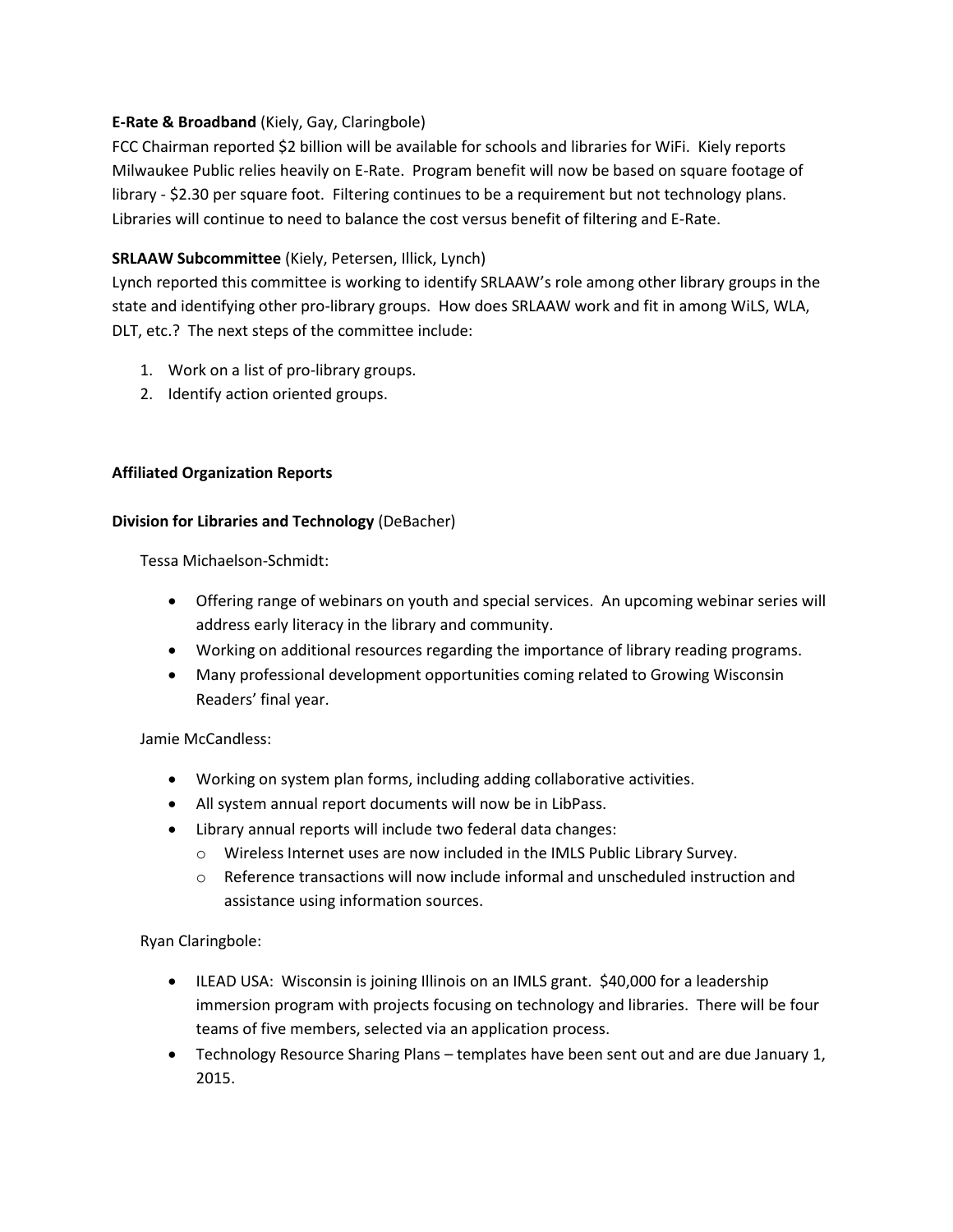**E-Rate & Broadband** (Kiely, Gay, Claringbole)

FCC Chairman reported $2 billion will be available for schools and libraries for WiFi. Kiely reports Milwaukee Public relies heavily on E-Rate. Program benefit will now be based on square footage of library - $2.30 per square foot. Filtering continues to be a requirement but not technology plans. Libraries will continue to need to balance the cost versus benefit of filtering and E-Rate.

**SRLAAW Subcommittee** (Kiely, Petersen, Illick, Lynch)

Lynch reported this committee is working to identify SRLAAW's role among other library groups in the state and identifying other pro-library groups. How does SRLAAW work and fit in among WiLS, WLA, DLT, etc.? The next steps of the committee include:

1. Work on a list of pro-library groups.
2. Identify action oriented groups.

**Affiliated Organization Reports**

**Division for Libraries and Technology** (DeBacher)

Tessa Michaelson-Schmidt:

- Offering range of webinars on youth and special services. An upcoming webinar series will address early literacy in the library and community.
- Working on additional resources regarding the importance of library reading programs.
- Many professional development opportunities coming related to Growing Wisconsin Readers' final year.

Jamie McCandless:

- Working on system plan forms, including adding collaborative activities.
- All system annual report documents will now be in LibPass.
- Library annual reports will include two federal data changes:
  - Wireless Internet uses are now included in the IMLS Public Library Survey.
  - Reference transactions will now include informal and unscheduled instruction and assistance using information sources.

Ryan Claringbole:

- ILEAD USA: Wisconsin is joining Illinois on an IMLS grant. $40,000 for a leadership immersion program with projects focusing on technology and libraries. There will be four teams of five members, selected via an application process.
- Technology Resource Sharing Plans – templates have been sent out and are due January 1, 2015.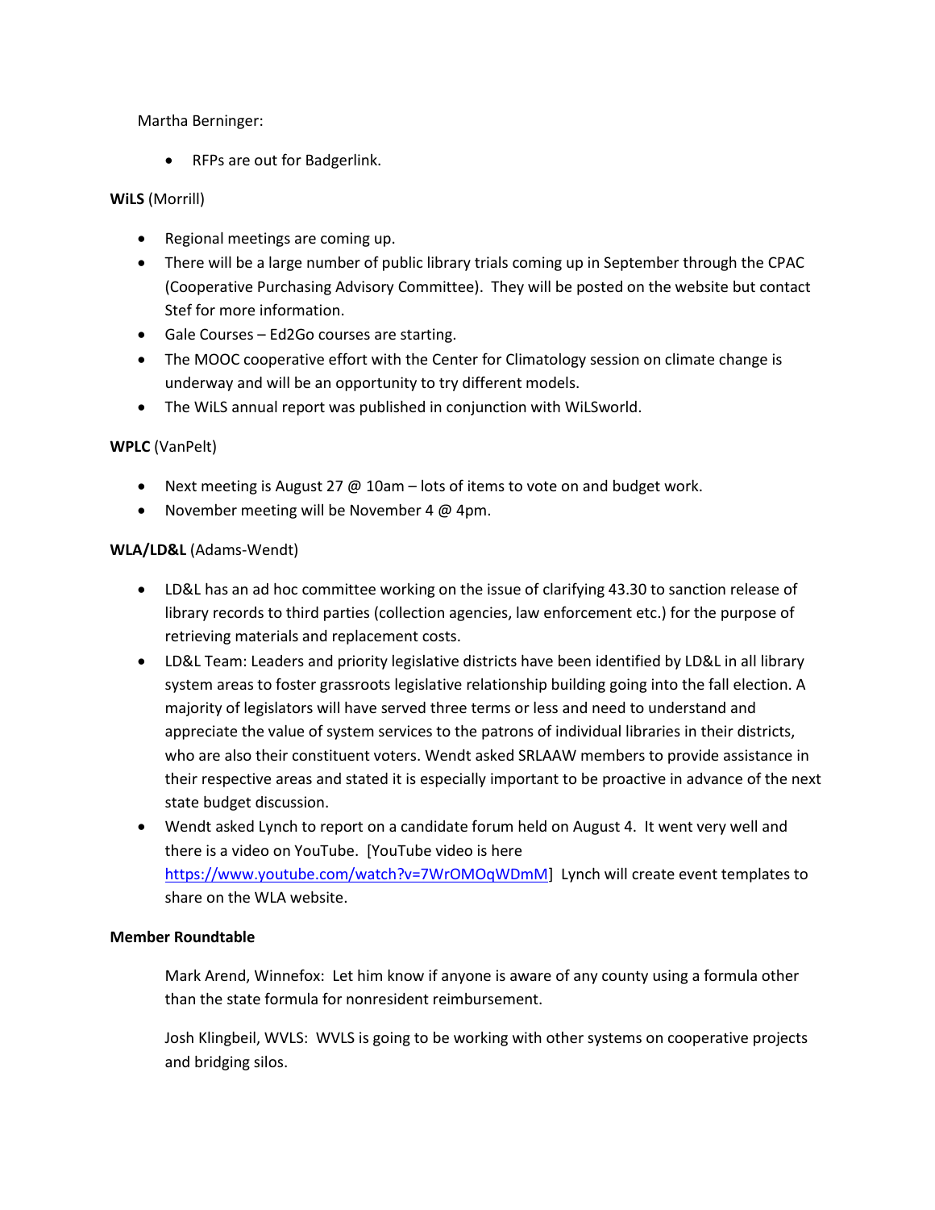Martha Berninger:

- RFPs are out for Badgerlink.

**WiLS** (Morrill)

- Regional meetings are coming up.
- There will be a large number of public library trials coming up in September through the CPAC (Cooperative Purchasing Advisory Committee). They will be posted on the website but contact Stef for more information.
- Gale Courses – Ed2Go courses are starting.
- The MOOC cooperative effort with the Center for Climatology session on climate change is underway and will be an opportunity to try different models.
- The WiLS annual report was published in conjunction with WiLSworld.

**WPLC** (VanPelt)

- Next meeting is August 27 @ 10am – lots of items to vote on and budget work.
- November meeting will be November 4 @ 4pm.

**WLA/LD&L** (Adams-Wendt)

- LD&L has an ad hoc committee working on the issue of clarifying 43.30 to sanction release of library records to third parties (collection agencies, law enforcement etc.) for the purpose of retrieving materials and replacement costs.
- LD&L Team: Leaders and priority legislative districts have been identified by LD&L in all library system areas to foster grassroots legislative relationship building going into the fall election. A majority of legislators will have served three terms or less and need to understand and appreciate the value of system services to the patrons of individual libraries in their districts, who are also their constituent voters. Wendt asked SRLAAW members to provide assistance in their respective areas and stated it is especially important to be proactive in advance of the next state budget discussion.
- Wendt asked Lynch to report on a candidate forum held on August 4. It went very well and there is a video on YouTube. [YouTube video is here https://www.youtube.com/watch?v=7WrOMOqWDmM] Lynch will create event templates to share on the WLA website.

**Member Roundtable**

Mark Arend, Winnefox: Let him know if anyone is aware of any county using a formula other than the state formula for nonresident reimbursement.

Josh Klingbeil, WVLS: WVLS is going to be working with other systems on cooperative projects and bridging silos.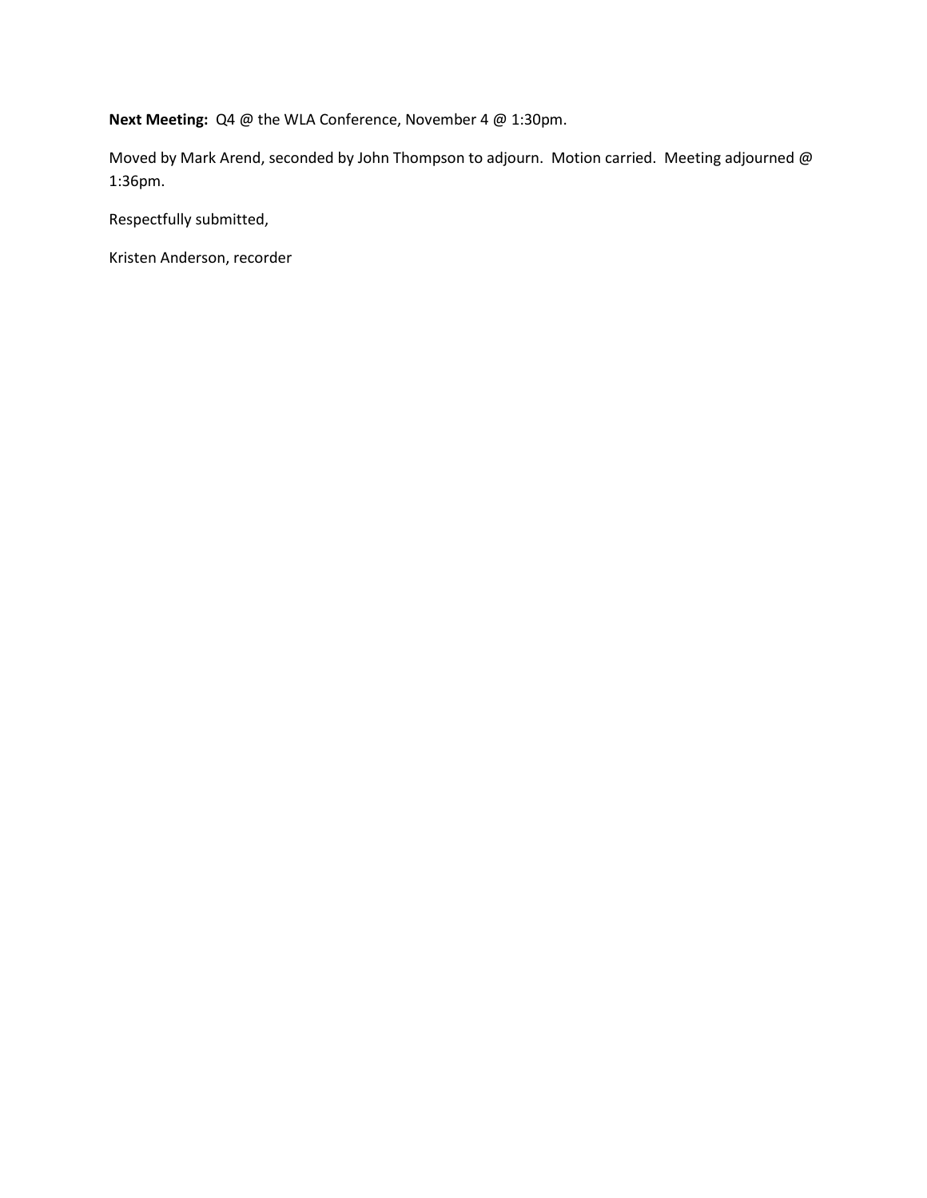**Next Meeting:** Q4 @ the WLA Conference, November 4 @ 1:30pm.

Moved by Mark Arend, seconded by John Thompson to adjourn. Motion carried. Meeting adjourned @ 1:36pm.

Respectfully submitted,

Kristen Anderson, recorder